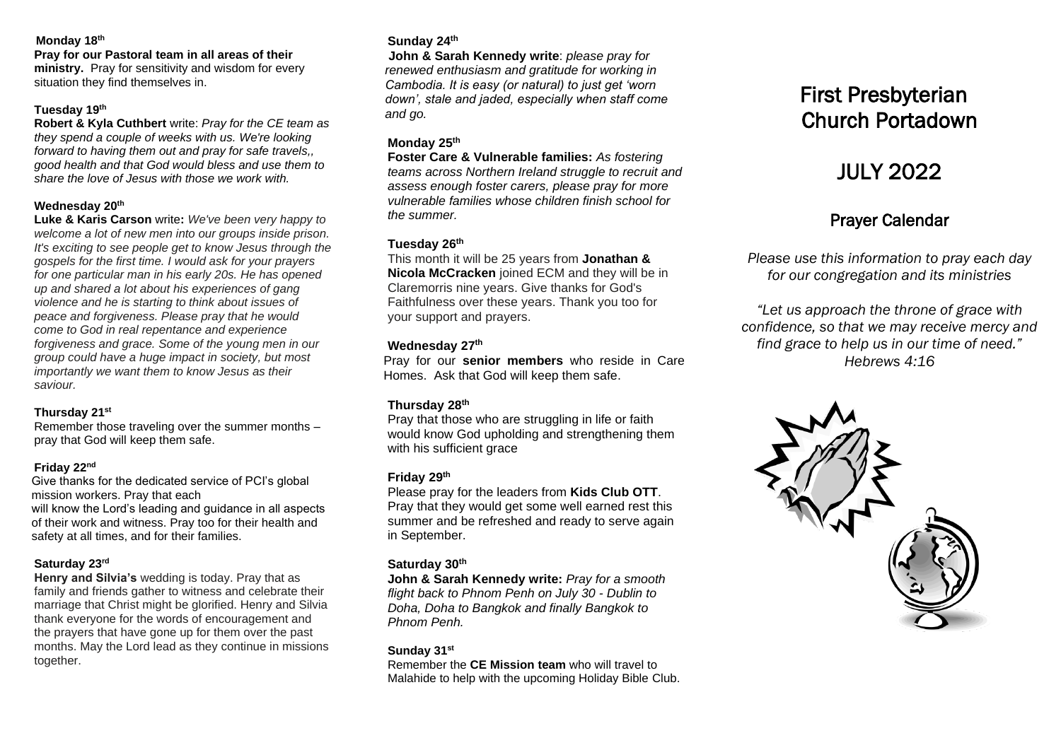**Monday 18th**

**Pray for our Pastoral team in all areas of their ministry.** Pray for sensitivity and wisdom for every situation they find themselves in.

**Tuesday 19th**

**Robert & Kyla Cuthbert** write: *Pray for the CE team as they spend a couple of weeks with us. We're looking forward to having them out and pray for safe travels,, good health and that God would bless and use them to share the love of Jesus with those we work with.*

**Wednesday 20th**

**Luke & Karis Carson** write**:** *We've been very happy to welcome a lot of new men into our groups inside prison. It's exciting to see people get to know Jesus through the gospels for the first time. I would ask for your prayers for one particular man in his early 20s. He has opened up and shared a lot about his experiences of gang violence and he is starting to think about issues of peace and forgiveness. Please pray that he would come to God in real repentance and experience forgiveness and grace. Some of the young men in our group could have a huge impact in society, but most importantly we want them to know Jesus as their saviour.*

**Thursday 21st**

Remember those traveling over the summer months – pray that God will keep them safe.

**Friday 22nd**

Give thanks for the dedicated service of PCI's global mission workers. Pray that each will know the Lord's leading and guidance in all aspects of their work and witness. Pray too for their health and safety at all times, and for their families.

**Saturday 23rd**

**Henry and Silvia's** wedding is today. Pray that as family and friends gather to witness and celebrate their marriage that Christ might be glorified. Henry and Silvia thank everyone for the words of encouragement and the prayers that have gone up for them over the past months. May the Lord lead as they continue in missions together.

**Sunday 24th**

**John & Sarah Kennedy write**: *please pray for renewed enthusiasm and gratitude for working in Cambodia. It is easy (or natural) to just get 'worn down', stale and jaded, especially when staff come and go.*

**Monday 25th**

**Foster Care & Vulnerable families:** *As fostering teams across Northern Ireland struggle to recruit and assess enough foster carers, please pray for more vulnerable families whose children finish school for the summer.*

**Tuesday 26th**

This month it will be 25 years from **Jonathan & Nicola McCracken** joined ECM and they will be in Claremorris nine years. Give thanks for God's Faithfulness over these years. Thank you too for your support and prayers.

**Wednesday 27th**

Pray for our **senior members** who reside in Care Homes. Ask that God will keep them safe.

**Thursday 28th**

Pray that those who are struggling in life or faith would know God upholding and strengthening them with his sufficient grace

**Friday 29th**

Please pray for the leaders from **Kids Club OTT**. Pray that they would get some well earned rest this summer and be refreshed and ready to serve again in September.

**Saturday 30th**

**John & Sarah Kennedy write:** *Pray for a smooth flight back to Phnom Penh on July 30 - Dublin to Doha, Doha to Bangkok and finally Bangkok to Phnom Penh.*

**Sunday 31st**

Remember the **CE Mission team** who will travel to Malahide to help with the upcoming Holiday Bible Club.

# First Presbyterian Church Portadown

# JULY 2022

## Prayer Calendar

*Please use this information to pray each day for our congregation and its ministries*

*"Let us approach the throne of grace with confidence, so that we may receive mercy and find grace to help us in our time of need." Hebrews 4:16*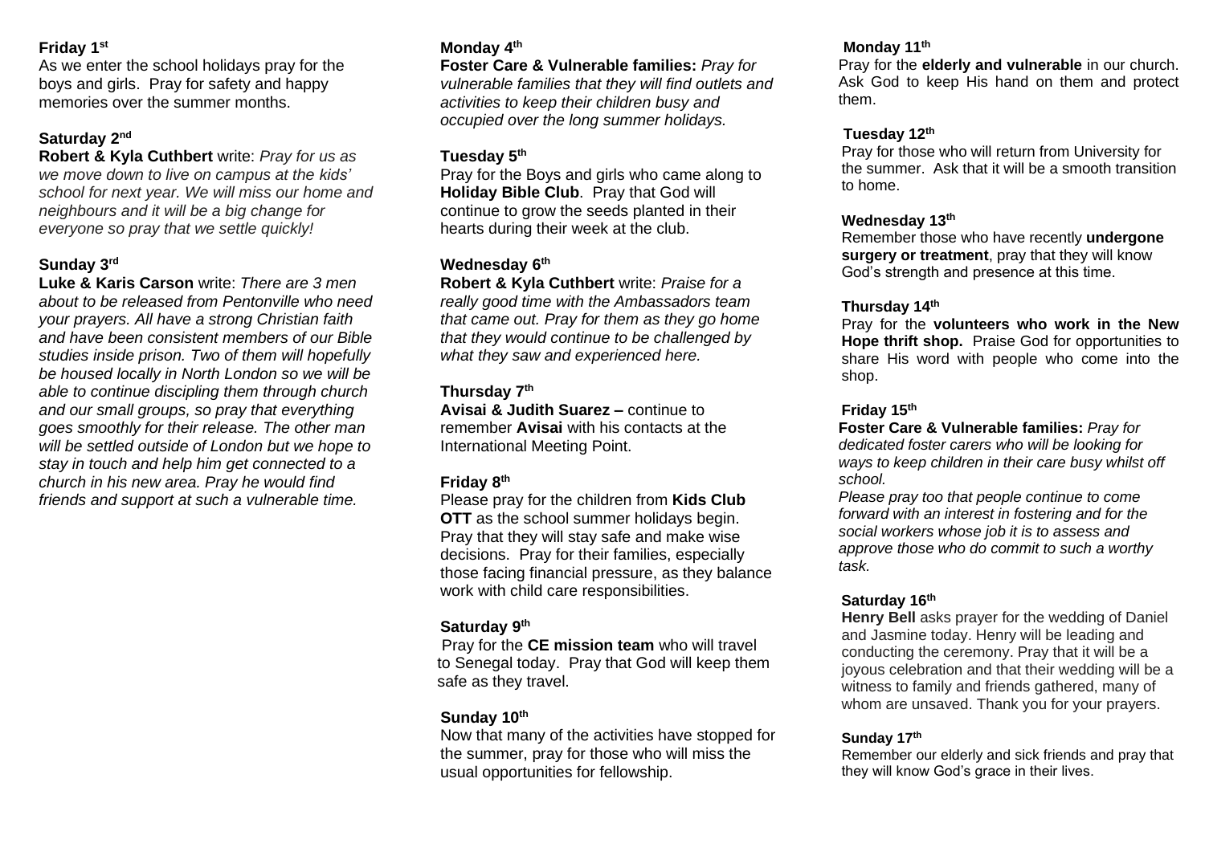**Friday 1st**
As we enter the school holidays pray for the boys and girls. Pray for safety and happy memories over the summer months.

**Saturday 2nd**
**Robert & Kyla Cuthbert** write: *Pray for us as we move down to live on campus at the kids' school for next year. We will miss our home and neighbours and it will be a big change for everyone so pray that we settle quickly!*

**Sunday 3rd**
**Luke & Karis Carson** write: *There are 3 men about to be released from Pentonville who need your prayers. All have a strong Christian faith and have been consistent members of our Bible studies inside prison. Two of them will hopefully be housed locally in North London so we will be able to continue discipling them through church and our small groups, so pray that everything goes smoothly for their release. The other man will be settled outside of London but we hope to stay in touch and help him get connected to a church in his new area. Pray he would find friends and support at such a vulnerable time.*

**Monday 4th**
**Foster Care & Vulnerable families:** *Pray for vulnerable families that they will find outlets and activities to keep their children busy and occupied over the long summer holidays.*

**Tuesday 5th**
Pray for the Boys and girls who came along to **Holiday Bible Club**. Pray that God will continue to grow the seeds planted in their hearts during their week at the club.

**Wednesday 6th**
**Robert & Kyla Cuthbert** write: *Praise for a really good time with the Ambassadors team that came out. Pray for them as they go home that they would continue to be challenged by what they saw and experienced here.*

**Thursday 7th**
**Avisai & Judith Suarez –** continue to remember **Avisai** with his contacts at the International Meeting Point.

**Friday 8th**
Please pray for the children from **Kids Club OTT** as the school summer holidays begin. Pray that they will stay safe and make wise decisions. Pray for their families, especially those facing financial pressure, as they balance work with child care responsibilities.

**Saturday 9th**
Pray for the **CE mission team** who will travel to Senegal today. Pray that God will keep them safe as they travel.

**Sunday 10th**
Now that many of the activities have stopped for the summer, pray for those who will miss the usual opportunities for fellowship.

**Monday 11th**
Pray for the **elderly and vulnerable** in our church. Ask God to keep His hand on them and protect them.

**Tuesday 12th**
Pray for those who will return from University for the summer. Ask that it will be a smooth transition to home.

**Wednesday 13th**
Remember those who have recently **undergone surgery or treatment**, pray that they will know God's strength and presence at this time.

**Thursday 14th**
Pray for the **volunteers who work in the New Hope thrift shop.** Praise God for opportunities to share His word with people who come into the shop.

**Friday 15th**
**Foster Care & Vulnerable families:** *Pray for dedicated foster carers who will be looking for ways to keep children in their care busy whilst off school.*
*Please pray too that people continue to come forward with an interest in fostering and for the social workers whose job it is to assess and approve those who do commit to such a worthy task.*

**Saturday 16th**
**Henry Bell** asks prayer for the wedding of Daniel and Jasmine today. Henry will be leading and conducting the ceremony. Pray that it will be a joyous celebration and that their wedding will be a witness to family and friends gathered, many of whom are unsaved. Thank you for your prayers.

**Sunday 17th**
Remember our elderly and sick friends and pray that they will know God's grace in their lives.